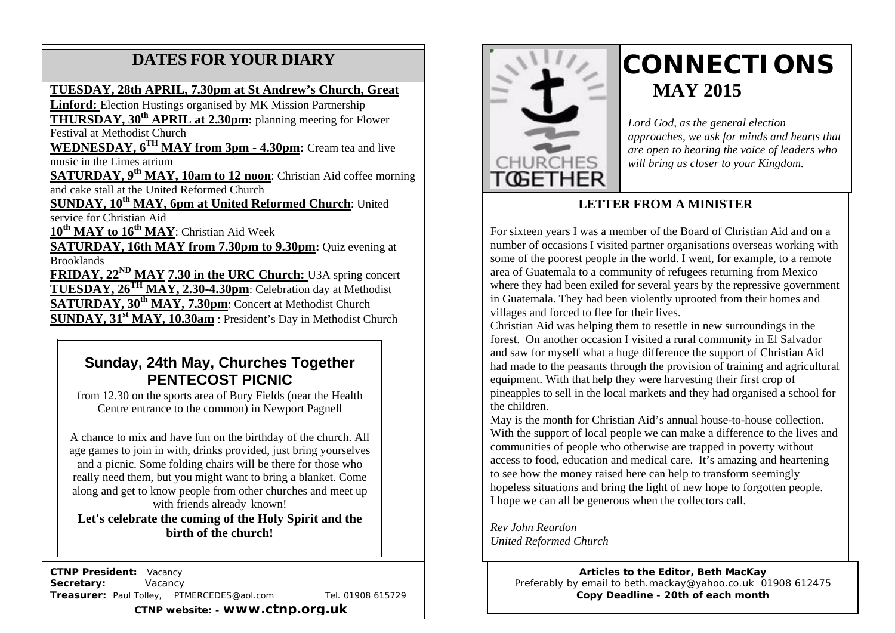## DATES FOR YOUR DIARY

**TUESDAY, 28th APRIL, 7.30pm at St Andrew's Church, Great Linford:** Election Hustings organised by MK Mission Partnership

**THURSDAY, 30th APRIL at 2.30pm:** planning meeting for Flower Festival at Methodist Church

**WEDNESDAY, 6TH MAY from 3pm - 4.30pm:** Cream tea and live music in the Limes atrium

**SATURDAY, 9th MAY, 10am to 12 noon**: Christian Aid coffee morning and cake stall at the United Reformed Church

**SUNDAY, 10th MAY, 6pm at United Reformed Church**: United service for Christian Aid

**10th MAY to 16th MAY**: Christian Aid Week

**SATURDAY, 16th MAY from 7.30pm to 9.30pm:** Quiz evening at Brooklands

**FRIDAY, 22ND MAY 7.30 in the URC Church:** U3A spring concert

**TUESDAY, 26TH MAY, 2.30-4.30pm**: Celebration day at Methodist

**SATURDAY, 30th MAY, 7.30pm**: Concert at Methodist Church

**SUNDAY, 31st MAY, 10.30am** : President's Day in Methodist Church

### Sunday, 24th May, Churches Together PENTECOST PICNIC

from 12.30 on the sports area of Bury Fields (near the Health Centre entrance to the common) in Newport Pagnell

A chance to mix and have fun on the birthday of the church. All age games to join in with, drinks provided, just bring yourselves and a picnic. Some folding chairs will be there for those who really need them, but you might want to bring a blanket. Come along and get to know people from other churches and meet up with friends already known!

**Let's celebrate the coming of the Holy Spirit and the birth of the church!**

**CTNP President:** Vacancy
**Secretary:** Vacancy
**Treasurer:** Paul Tolley, PTMERCEDES@aol.com Tel. 01908 615729

**CTNP website: - www.ctnp.org.uk**

# CONNECTIONS

## MAY 2015

CHURCHES TOGETHER

*Lord God, as the general election approaches, we ask for minds and hearts that are open to hearing the voice of leaders who will bring us closer to your Kingdom.*

### LETTER FROM A MINISTER

For sixteen years I was a member of the Board of Christian Aid and on a number of occasions I visited partner organisations overseas working with some of the poorest people in the world. I went, for example, to a remote area of Guatemala to a community of refugees returning from Mexico where they had been exiled for several years by the repressive government in Guatemala. They had been violently uprooted from their homes and villages and forced to flee for their lives.

Christian Aid was helping them to resettle in new surroundings in the forest. On another occasion I visited a rural community in El Salvador and saw for myself what a huge difference the support of Christian Aid had made to the peasants through the provision of training and agricultural equipment. With that help they were harvesting their first crop of pineapples to sell in the local markets and they had organised a school for the children.

May is the month for Christian Aid's annual house-to-house collection. With the support of local people we can make a difference to the lives and communities of people who otherwise are trapped in poverty without access to food, education and medical care. It's amazing and heartening to see how the money raised here can help to transform seemingly hopeless situations and bring the light of new hope to forgotten people. I hope we can all be generous when the collectors call.

*Rev John Reardon*
*United Reformed Church*

**Articles to the Editor, Beth MacKay**
Preferably by email to beth.mackay@yahoo.co.uk 01908 612475
**Copy Deadline - 20th of each month**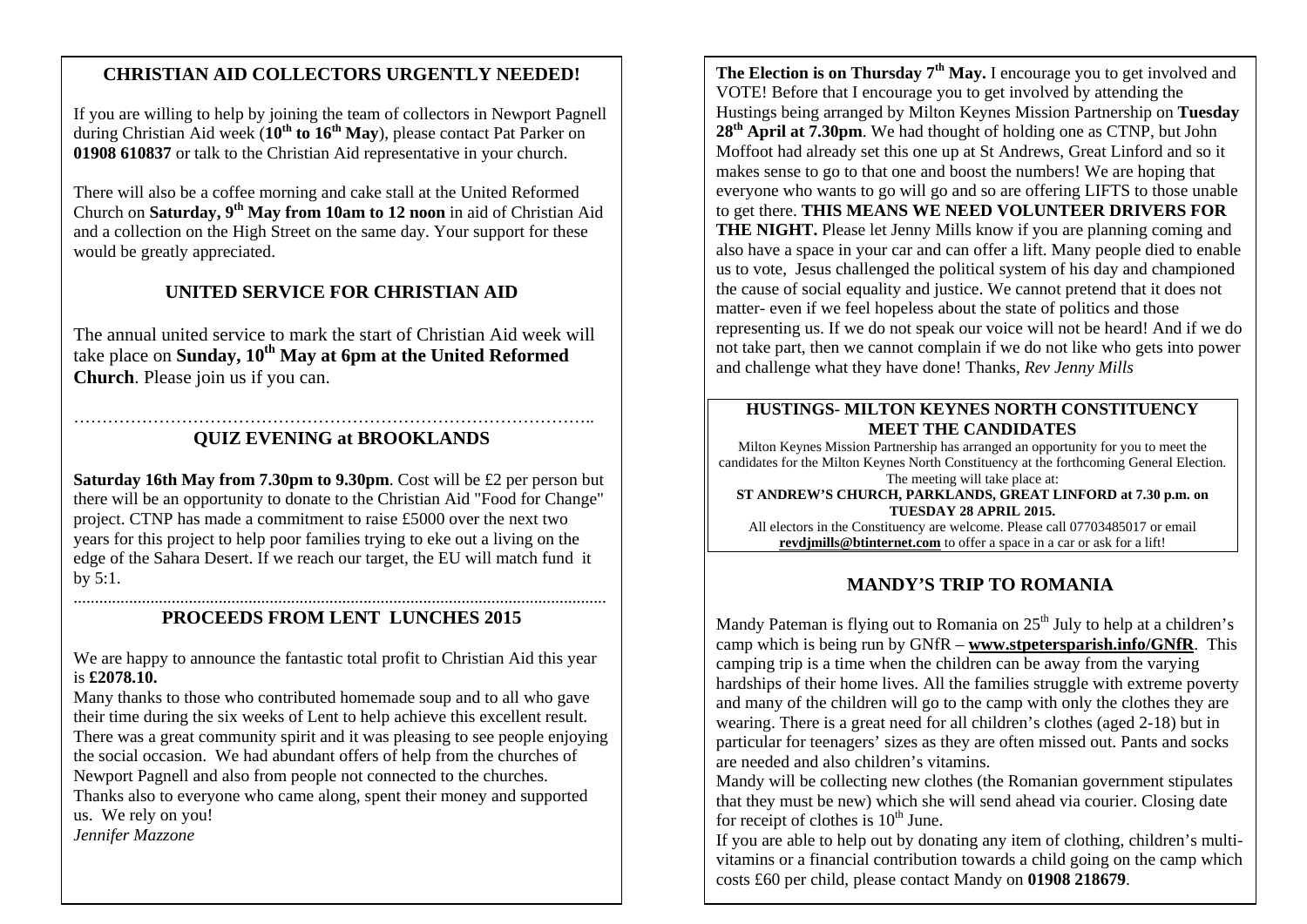## CHRISTIAN AID COLLECTORS URGENTLY NEEDED!

If you are willing to help by joining the team of collectors in Newport Pagnell during Christian Aid week (**10th to 16th May**), please contact Pat Parker on **01908 610837** or talk to the Christian Aid representative in your church.

There will also be a coffee morning and cake stall at the United Reformed Church on **Saturday, 9th May from 10am to 12 noon** in aid of Christian Aid and a collection on the High Street on the same day. Your support for these would be greatly appreciated.

## UNITED SERVICE FOR CHRISTIAN AID

The annual united service to mark the start of Christian Aid week will take place on **Sunday, 10th May at 6pm at the United Reformed Church**. Please join us if you can.

………………………………………………………………………………..

## QUIZ EVENING at BROOKLANDS

**Saturday 16th May from 7.30pm to 9.30pm**. Cost will be £2 per person but there will be an opportunity to donate to the Christian Aid "Food for Change" project. CTNP has made a commitment to raise £5000 over the next two years for this project to help poor families trying to eke out a living on the edge of the Sahara Desert. If we reach our target, the EU will match fund it by 5:1.

..........................................................................................................................

## PROCEEDS FROM LENT LUNCHES 2015

We are happy to announce the fantastic total profit to Christian Aid this year is **£2078.10.**

Many thanks to those who contributed homemade soup and to all who gave their time during the six weeks of Lent to help achieve this excellent result. There was a great community spirit and it was pleasing to see people enjoying the social occasion. We had abundant offers of help from the churches of Newport Pagnell and also from people not connected to the churches. Thanks also to everyone who came along, spent their money and supported us. We rely on you!

*Jennifer Mazzone*

**The Election is on Thursday 7th May.** I encourage you to get involved and VOTE! Before that I encourage you to get involved by attending the Hustings being arranged by Milton Keynes Mission Partnership on **Tuesday 28th April at 7.30pm**. We had thought of holding one as CTNP, but John Moffoot had already set this one up at St Andrews, Great Linford and so it makes sense to go to that one and boost the numbers! We are hoping that everyone who wants to go will go and so are offering LIFTS to those unable to get there. **THIS MEANS WE NEED VOLUNTEER DRIVERS FOR THE NIGHT.** Please let Jenny Mills know if you are planning coming and also have a space in your car and can offer a lift. Many people died to enable us to vote, Jesus challenged the political system of his day and championed the cause of social equality and justice. We cannot pretend that it does not matter- even if we feel hopeless about the state of politics and those representing us. If we do not speak our voice will not be heard! And if we do not take part, then we cannot complain if we do not like who gets into power and challenge what they have done! Thanks, *Rev Jenny Mills*

### HUSTINGS- MILTON KEYNES NORTH CONSTITUENCY MEET THE CANDIDATES

Milton Keynes Mission Partnership has arranged an opportunity for you to meet the candidates for the Milton Keynes North Constituency at the forthcoming General Election. The meeting will take place at:

**ST ANDREW'S CHURCH, PARKLANDS, GREAT LINFORD at 7.30 p.m. on TUESDAY 28 APRIL 2015.**

All electors in the Constituency are welcome. Please call 07703485017 or email **revdjmills@btinternet.com** to offer a space in a car or ask for a lift!

## MANDY'S TRIP TO ROMANIA

Mandy Pateman is flying out to Romania on 25th July to help at a children's camp which is being run by GNfR – **www.stpetersparish.info/GNfR**. This camping trip is a time when the children can be away from the varying hardships of their home lives. All the families struggle with extreme poverty and many of the children will go to the camp with only the clothes they are wearing. There is a great need for all children's clothes (aged 2-18) but in particular for teenagers' sizes as they are often missed out. Pants and socks are needed and also children's vitamins.

Mandy will be collecting new clothes (the Romanian government stipulates that they must be new) which she will send ahead via courier. Closing date for receipt of clothes is 10th June.

If you are able to help out by donating any item of clothing, children's multi-vitamins or a financial contribution towards a child going on the camp which costs £60 per child, please contact Mandy on **01908 218679**.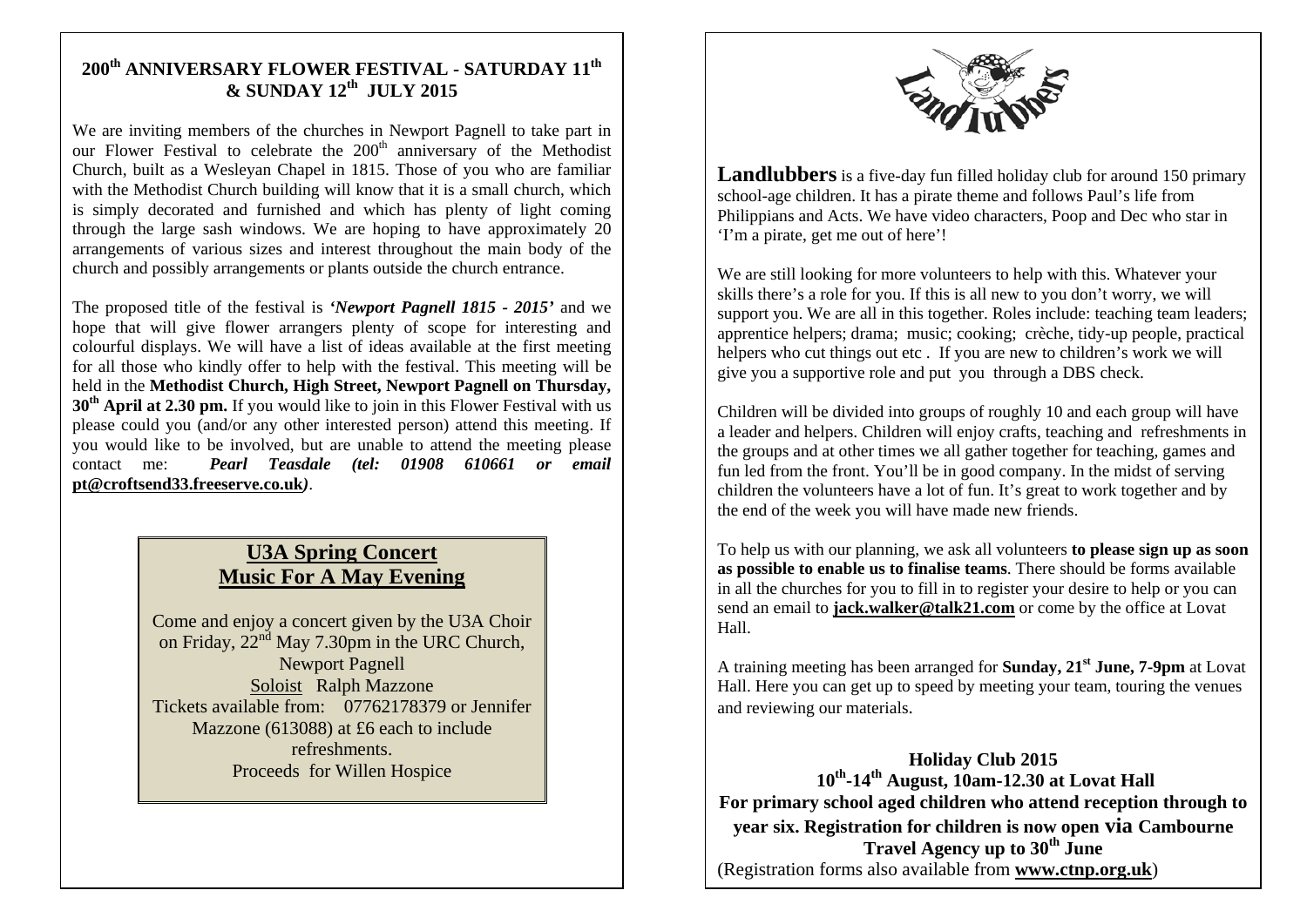## 200th ANNIVERSARY FLOWER FESTIVAL - SATURDAY 11th & SUNDAY 12th JULY 2015

We are inviting members of the churches in Newport Pagnell to take part in our Flower Festival to celebrate the 200th anniversary of the Methodist Church, built as a Wesleyan Chapel in 1815. Those of you who are familiar with the Methodist Church building will know that it is a small church, which is simply decorated and furnished and which has plenty of light coming through the large sash windows. We are hoping to have approximately 20 arrangements of various sizes and interest throughout the main body of the church and possibly arrangements or plants outside the church entrance.

The proposed title of the festival is ***'Newport Pagnell 1815 - 2015'*** and we hope that will give flower arrangers plenty of scope for interesting and colourful displays. We will have a list of ideas available at the first meeting for all those who kindly offer to help with the festival. This meeting will be held in the **Methodist Church, High Street, Newport Pagnell on Thursday, 30th April at 2.30 pm.** If you would like to join in this Flower Festival with us please could you (and/or any other interested person) attend this meeting. If you would like to be involved, but are unable to attend the meeting please contact me: ***Pearl Teasdale (tel: 01908 610661 or email*** **pt@croftsend33.freeserve.co.uk***)*.

## U3A Spring Concert
## Music For A May Evening

Come and enjoy a concert given by the U3A Choir on Friday, 22nd May 7.30pm in the URC Church, Newport Pagnell
Soloist Ralph Mazzone
Tickets available from: 07762178379 or Jennifer Mazzone (613088) at £6 each to include refreshments.
Proceeds for Willen Hospice

Landlubbers

**Landlubbers** is a five-day fun filled holiday club for around 150 primary school-age children. It has a pirate theme and follows Paul's life from Philippians and Acts. We have video characters, Poop and Dec who star in 'I'm a pirate, get me out of here'!

We are still looking for more volunteers to help with this. Whatever your skills there's a role for you. If this is all new to you don't worry, we will support you. We are all in this together. Roles include: teaching team leaders; apprentice helpers; drama; music; cooking; crèche, tidy-up people, practical helpers who cut things out etc . If you are new to children's work we will give you a supportive role and put you through a DBS check.

Children will be divided into groups of roughly 10 and each group will have a leader and helpers. Children will enjoy crafts, teaching and refreshments in the groups and at other times we all gather together for teaching, games and fun led from the front. You'll be in good company. In the midst of serving children the volunteers have a lot of fun. It's great to work together and by the end of the week you will have made new friends.

To help us with our planning, we ask all volunteers **to please sign up as soon as possible to enable us to finalise teams**. There should be forms available in all the churches for you to fill in to register your desire to help or you can send an email to **jack.walker@talk21.com** or come by the office at Lovat Hall.

A training meeting has been arranged for **Sunday, 21st June, 7-9pm** at Lovat Hall. Here you can get up to speed by meeting your team, touring the venues and reviewing our materials.

**Holiday Club 2015**
**10th-14th August, 10am-12.30 at Lovat Hall**
**For primary school aged children who attend reception through to year six. Registration for children is now open via Cambourne Travel Agency up to 30th June**
(Registration forms also available from **www.ctnp.org.uk**)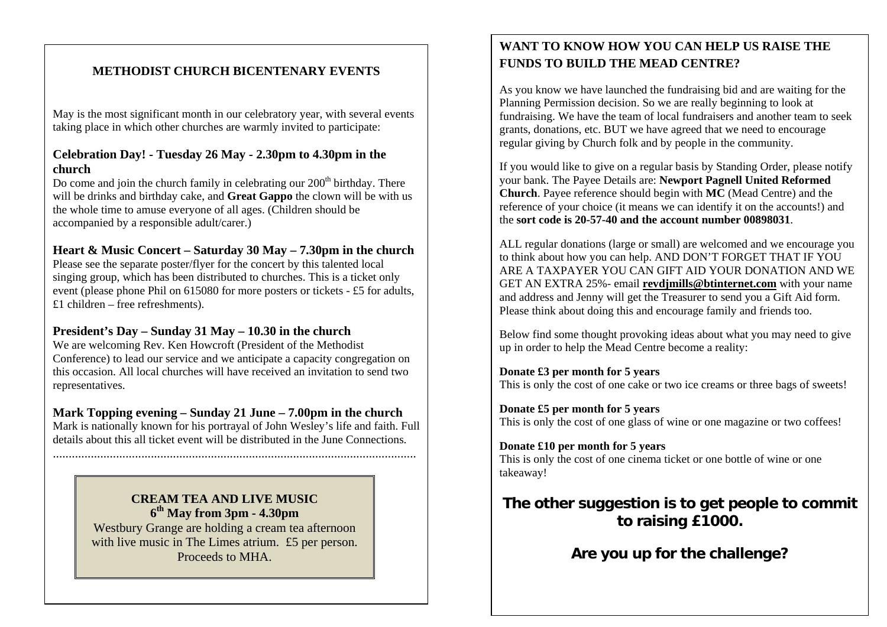## METHODIST CHURCH BICENTENARY EVENTS

May is the most significant month in our celebratory year, with several events taking place in which other churches are warmly invited to participate:

### Celebration Day! - Tuesday 26 May - 2.30pm to 4.30pm in the church

Do come and join the church family in celebrating our 200th birthday. There will be drinks and birthday cake, and **Great Gappo** the clown will be with us the whole time to amuse everyone of all ages. (Children should be accompanied by a responsible adult/carer.)

### Heart & Music Concert – Saturday 30 May – 7.30pm in the church

Please see the separate poster/flyer for the concert by this talented local singing group, which has been distributed to churches. This is a ticket only event (please phone Phil on 615080 for more posters or tickets - £5 for adults, £1 children – free refreshments).

### President's Day – Sunday 31 May – 10.30 in the church

We are welcoming Rev. Ken Howcroft (President of the Methodist Conference) to lead our service and we anticipate a capacity congregation on this occasion. All local churches will have received an invitation to send two representatives.

### Mark Topping evening – Sunday 21 June – 7.00pm in the church

Mark is nationally known for his portrayal of John Wesley's life and faith. Full details about this all ticket event will be distributed in the June Connections.

.................................................................................................................

**CREAM TEA AND LIVE MUSIC**
**6th May from 3pm - 4.30pm**
Westbury Grange are holding a cream tea afternoon with live music in The Limes atrium. £5 per person. Proceeds to MHA.

## WANT TO KNOW HOW YOU CAN HELP US RAISE THE FUNDS TO BUILD THE MEAD CENTRE?

As you know we have launched the fundraising bid and are waiting for the Planning Permission decision. So we are really beginning to look at fundraising. We have the team of local fundraisers and another team to seek grants, donations, etc. BUT we have agreed that we need to encourage regular giving by Church folk and by people in the community.

If you would like to give on a regular basis by Standing Order, please notify your bank. The Payee Details are: **Newport Pagnell United Reformed Church**. Payee reference should begin with **MC** (Mead Centre) and the reference of your choice (it means we can identify it on the accounts!) and the **sort code is 20-57-40 and the account number 00898031**.

ALL regular donations (large or small) are welcomed and we encourage you to think about how you can help. AND DON'T FORGET THAT IF YOU ARE A TAXPAYER YOU CAN GIFT AID YOUR DONATION AND WE GET AN EXTRA 25%- email **revdjmills@btinternet.com** with your name and address and Jenny will get the Treasurer to send you a Gift Aid form. Please think about doing this and encourage family and friends too.

Below find some thought provoking ideas about what you may need to give up in order to help the Mead Centre become a reality:

**Donate £3 per month for 5 years**
This is only the cost of one cake or two ice creams or three bags of sweets!

**Donate £5 per month for 5 years**
This is only the cost of one glass of wine or one magazine or two coffees!

**Donate £10 per month for 5 years**
This is only the cost of one cinema ticket or one bottle of wine or one takeaway!

**The other suggestion is to get people to commit to raising £1000.**

**Are you up for the challenge?**